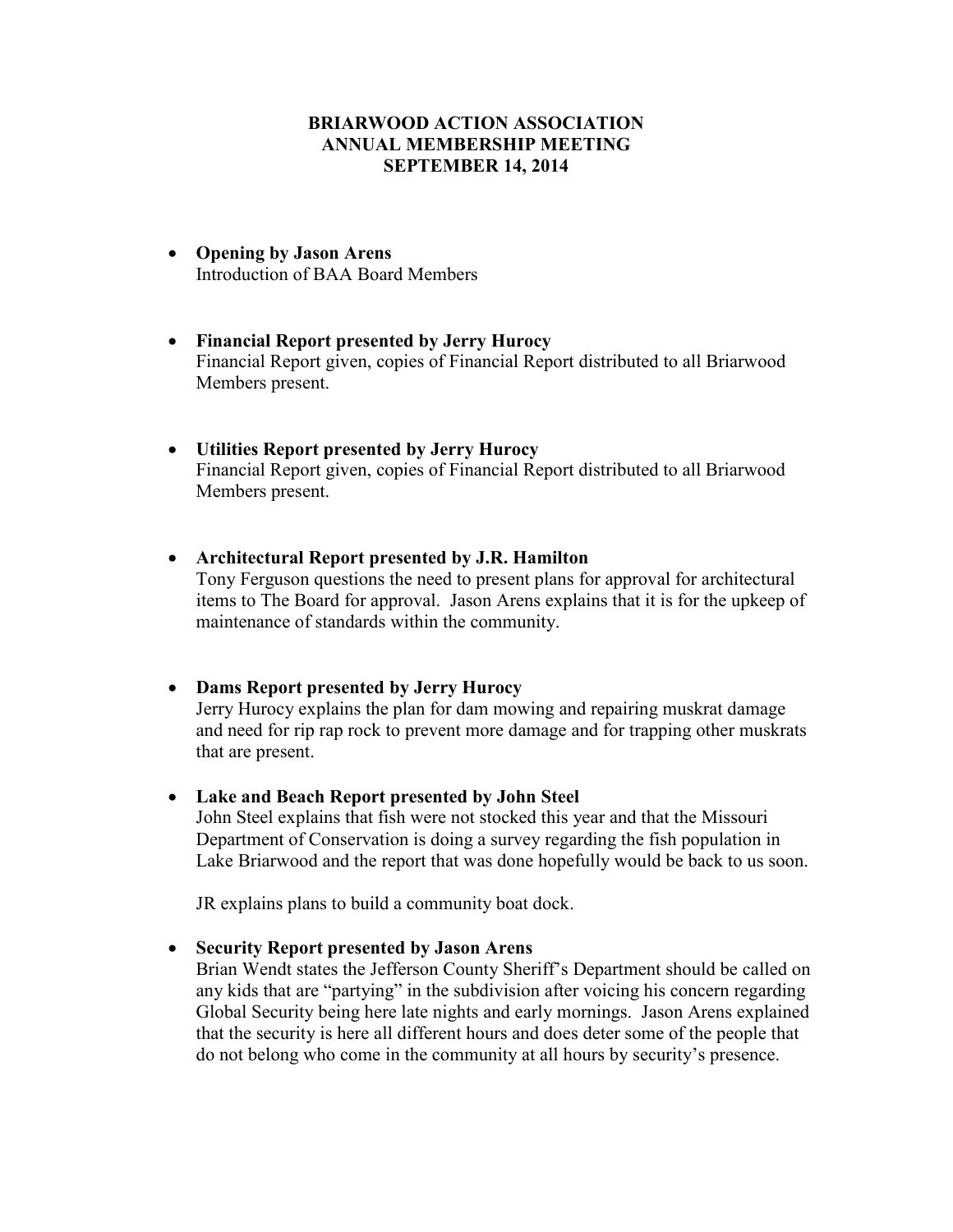# BRIARWOOD ACTION ASSOCIATION
## ANNUAL MEMBERSHIP MEETING
## SEPTEMBER 14, 2014

- **Opening by Jason Arens**
  Introduction of BAA Board Members

- **Financial Report presented by Jerry Hurocy**
  Financial Report given, copies of Financial Report distributed to all Briarwood Members present.

- **Utilities Report presented by Jerry Hurocy**
  Financial Report given, copies of Financial Report distributed to all Briarwood Members present.

- **Architectural Report presented by J.R. Hamilton**
  Tony Ferguson questions the need to present plans for approval for architectural items to The Board for approval. Jason Arens explains that it is for the upkeep of maintenance of standards within the community.

- **Dams Report presented by Jerry Hurocy**
  Jerry Hurocy explains the plan for dam mowing and repairing muskrat damage and need for rip rap rock to prevent more damage and for trapping other muskrats that are present.

- **Lake and Beach Report presented by John Steel**
  John Steel explains that fish were not stocked this year and that the Missouri Department of Conservation is doing a survey regarding the fish population in Lake Briarwood and the report that was done hopefully would be back to us soon.

  JR explains plans to build a community boat dock.

- **Security Report presented by Jason Arens**
  Brian Wendt states the Jefferson County Sheriff's Department should be called on any kids that are "partying" in the subdivision after voicing his concern regarding Global Security being here late nights and early mornings. Jason Arens explained that the security is here all different hours and does deter some of the people that do not belong who come in the community at all hours by security's presence.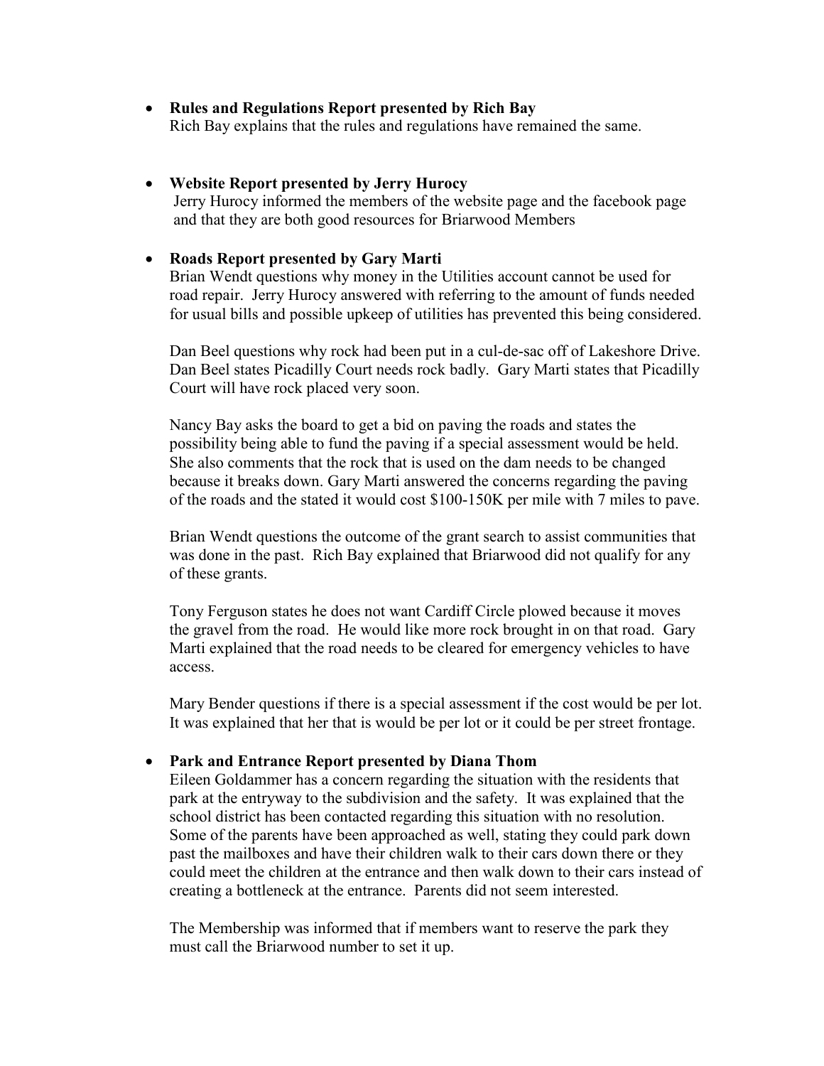- **Rules and Regulations Report presented by Rich Bay**
  Rich Bay explains that the rules and regulations have remained the same.

- **Website Report presented by Jerry Hurocy**
  Jerry Hurocy informed the members of the website page and the facebook page and that they are both good resources for Briarwood Members

- **Roads Report presented by Gary Marti**
  Brian Wendt questions why money in the Utilities account cannot be used for road repair. Jerry Hurocy answered with referring to the amount of funds needed for usual bills and possible upkeep of utilities has prevented this being considered.

  Dan Beel questions why rock had been put in a cul-de-sac off of Lakeshore Drive. Dan Beel states Picadilly Court needs rock badly. Gary Marti states that Picadilly Court will have rock placed very soon.

  Nancy Bay asks the board to get a bid on paving the roads and states the possibility being able to fund the paving if a special assessment would be held. She also comments that the rock that is used on the dam needs to be changed because it breaks down. Gary Marti answered the concerns regarding the paving of the roads and the stated it would cost $100-150K per mile with 7 miles to pave.

  Brian Wendt questions the outcome of the grant search to assist communities that was done in the past. Rich Bay explained that Briarwood did not qualify for any of these grants.

  Tony Ferguson states he does not want Cardiff Circle plowed because it moves the gravel from the road. He would like more rock brought in on that road. Gary Marti explained that the road needs to be cleared for emergency vehicles to have access.

  Mary Bender questions if there is a special assessment if the cost would be per lot. It was explained that her that is would be per lot or it could be per street frontage.

- **Park and Entrance Report presented by Diana Thom**
  Eileen Goldammer has a concern regarding the situation with the residents that park at the entryway to the subdivision and the safety. It was explained that the school district has been contacted regarding this situation with no resolution. Some of the parents have been approached as well, stating they could park down past the mailboxes and have their children walk to their cars down there or they could meet the children at the entrance and then walk down to their cars instead of creating a bottleneck at the entrance. Parents did not seem interested.

  The Membership was informed that if members want to reserve the park they must call the Briarwood number to set it up.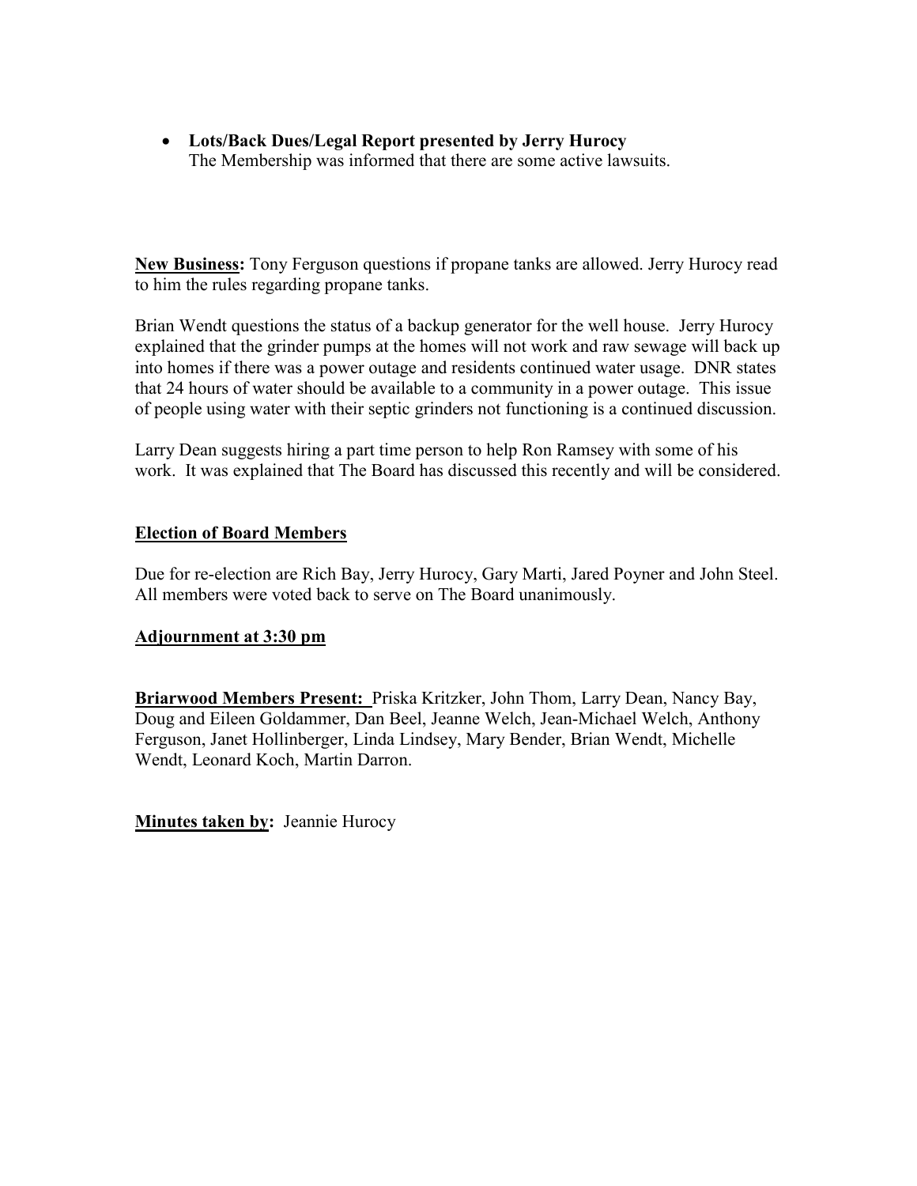- **Lots/Back Dues/Legal Report presented by Jerry Hurocy**
  The Membership was informed that there are some active lawsuits.

**New Business:** Tony Ferguson questions if propane tanks are allowed. Jerry Hurocy read to him the rules regarding propane tanks.

Brian Wendt questions the status of a backup generator for the well house. Jerry Hurocy explained that the grinder pumps at the homes will not work and raw sewage will back up into homes if there was a power outage and residents continued water usage. DNR states that 24 hours of water should be available to a community in a power outage. This issue of people using water with their septic grinders not functioning is a continued discussion.

Larry Dean suggests hiring a part time person to help Ron Ramsey with some of his work. It was explained that The Board has discussed this recently and will be considered.

**Election of Board Members**

Due for re-election are Rich Bay, Jerry Hurocy, Gary Marti, Jared Poyner and John Steel. All members were voted back to serve on The Board unanimously.

**Adjournment at 3:30 pm**

**Briarwood Members Present:** Priska Kritzker, John Thom, Larry Dean, Nancy Bay, Doug and Eileen Goldammer, Dan Beel, Jeanne Welch, Jean-Michael Welch, Anthony Ferguson, Janet Hollinberger, Linda Lindsey, Mary Bender, Brian Wendt, Michelle Wendt, Leonard Koch, Martin Darron.

**Minutes taken by:** Jeannie Hurocy